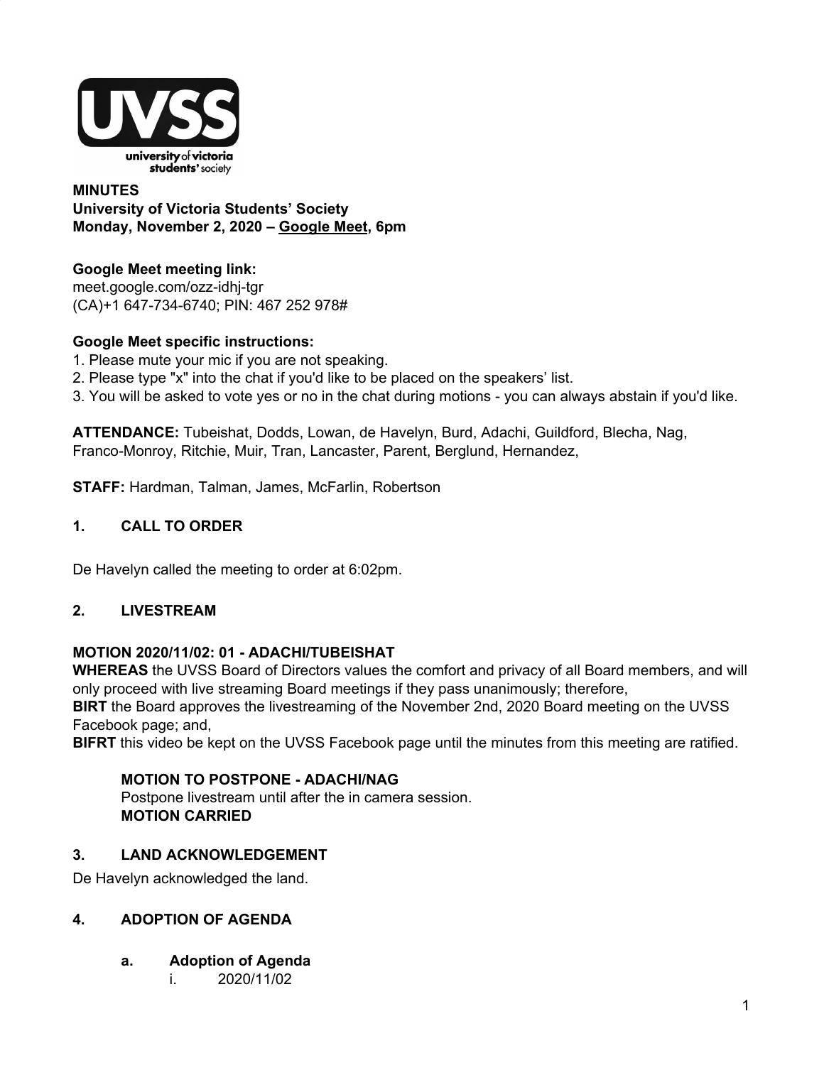**MINUTES**
**University of Victoria Students' Society**
**Monday, November 2, 2020 – Google Meet, 6pm**

**Google Meet meeting link:**
meet.google.com/ozz-idhj-tgr
(CA)+1 647-734-6740; PIN: 467 252 978#

**Google Meet specific instructions:**
1. Please mute your mic if you are not speaking.
2. Please type "x" into the chat if you'd like to be placed on the speakers' list.
3. You will be asked to vote yes or no in the chat during motions - you can always abstain if you'd like.

**ATTENDANCE:** Tubeishat, Dodds, Lowan, de Havelyn, Burd, Adachi, Guildford, Blecha, Nag, Franco-Monroy, Ritchie, Muir, Tran, Lancaster, Parent, Berglund, Hernandez,

**STAFF:** Hardman, Talman, James, McFarlin, Robertson

## 1. CALL TO ORDER

De Havelyn called the meeting to order at 6:02pm.

## 2. LIVESTREAM

**MOTION 2020/11/02: 01 - ADACHI/TUBEISHAT**
**WHEREAS** the UVSS Board of Directors values the comfort and privacy of all Board members, and will only proceed with live streaming Board meetings if they pass unanimously; therefore,
**BIRT** the Board approves the livestreaming of the November 2nd, 2020 Board meeting on the UVSS Facebook page; and,
**BIFRT** this video be kept on the UVSS Facebook page until the minutes from this meeting are ratified.

> **MOTION TO POSTPONE - ADACHI/NAG**
> Postpone livestream until after the in camera session.
> **MOTION CARRIED**

## 3. LAND ACKNOWLEDGEMENT

De Havelyn acknowledged the land.

## 4. ADOPTION OF AGENDA

### a. Adoption of Agenda

i. 2020/11/02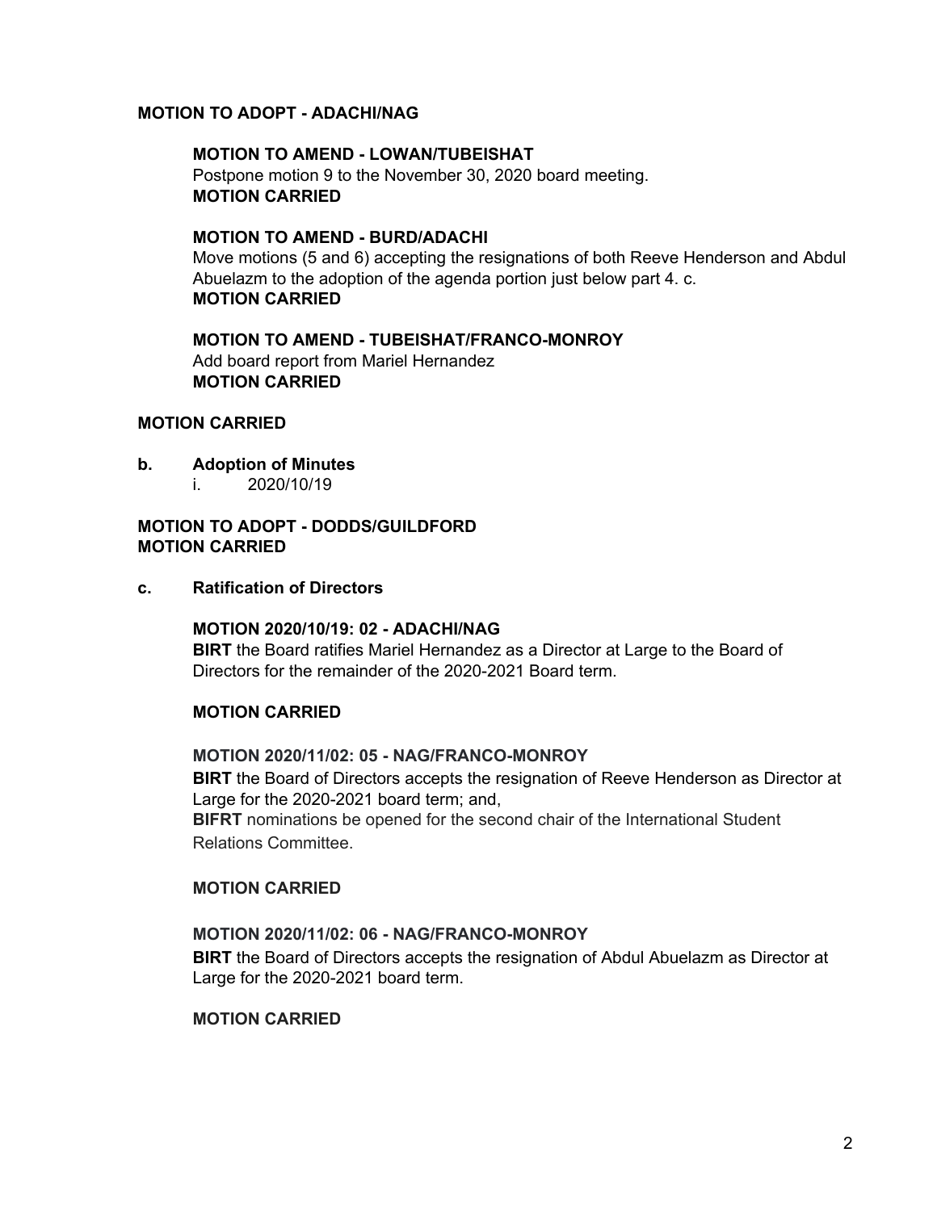**MOTION TO ADOPT - ADACHI/NAG**

**MOTION TO AMEND - LOWAN/TUBEISHAT**
Postpone motion 9 to the November 30, 2020 board meeting.
**MOTION CARRIED**

**MOTION TO AMEND - BURD/ADACHI**
Move motions (5 and 6) accepting the resignations of both Reeve Henderson and Abdul Abuelazm to the adoption of the agenda portion just below part 4. c.
**MOTION CARRIED**

**MOTION TO AMEND - TUBEISHAT/FRANCO-MONROY**
Add board report from Mariel Hernandez
**MOTION CARRIED**

**MOTION CARRIED**

**b. Adoption of Minutes**

i. 2020/10/19

**MOTION TO ADOPT - DODDS/GUILDFORD**
**MOTION CARRIED**

**c. Ratification of Directors**

**MOTION 2020/10/19: 02 - ADACHI/NAG**
**BIRT** the Board ratifies Mariel Hernandez as a Director at Large to the Board of Directors for the remainder of the 2020-2021 Board term.

**MOTION CARRIED**

**MOTION 2020/11/02: 05 - NAG/FRANCO-MONROY**
**BIRT** the Board of Directors accepts the resignation of Reeve Henderson as Director at Large for the 2020-2021 board term; and,
**BIFRT** nominations be opened for the second chair of the International Student Relations Committee.

**MOTION CARRIED**

**MOTION 2020/11/02: 06 - NAG/FRANCO-MONROY**
**BIRT** the Board of Directors accepts the resignation of Abdul Abuelazm as Director at Large for the 2020-2021 board term.

**MOTION CARRIED**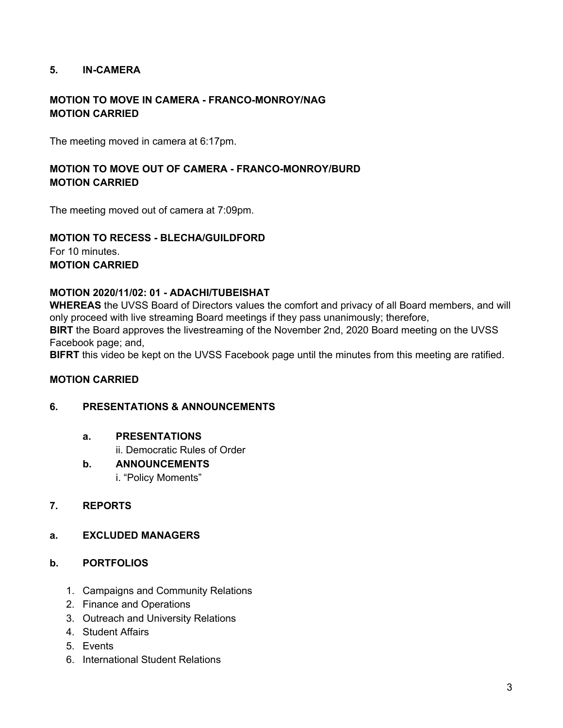## 5. IN-CAMERA

**MOTION TO MOVE IN CAMERA - FRANCO-MONROY/NAG**
**MOTION CARRIED**

The meeting moved in camera at 6:17pm.

**MOTION TO MOVE OUT OF CAMERA - FRANCO-MONROY/BURD**
**MOTION CARRIED**

The meeting moved out of camera at 7:09pm.

**MOTION TO RECESS - BLECHA/GUILDFORD**
For 10 minutes.
**MOTION CARRIED**

**MOTION 2020/11/02: 01 - ADACHI/TUBEISHAT**
**WHEREAS** the UVSS Board of Directors values the comfort and privacy of all Board members, and will only proceed with live streaming Board meetings if they pass unanimously; therefore,
**BIRT** the Board approves the livestreaming of the November 2nd, 2020 Board meeting on the UVSS Facebook page; and,
**BIFRT** this video be kept on the UVSS Facebook page until the minutes from this meeting are ratified.

**MOTION CARRIED**

## 6. PRESENTATIONS & ANNOUNCEMENTS

### a. PRESENTATIONS

ii. Democratic Rules of Order

### b. ANNOUNCEMENTS

i. “Policy Moments”

## 7. REPORTS

### a. EXCLUDED MANAGERS

### b. PORTFOLIOS

1. Campaigns and Community Relations
2. Finance and Operations
3. Outreach and University Relations
4. Student Affairs
5. Events
6. International Student Relations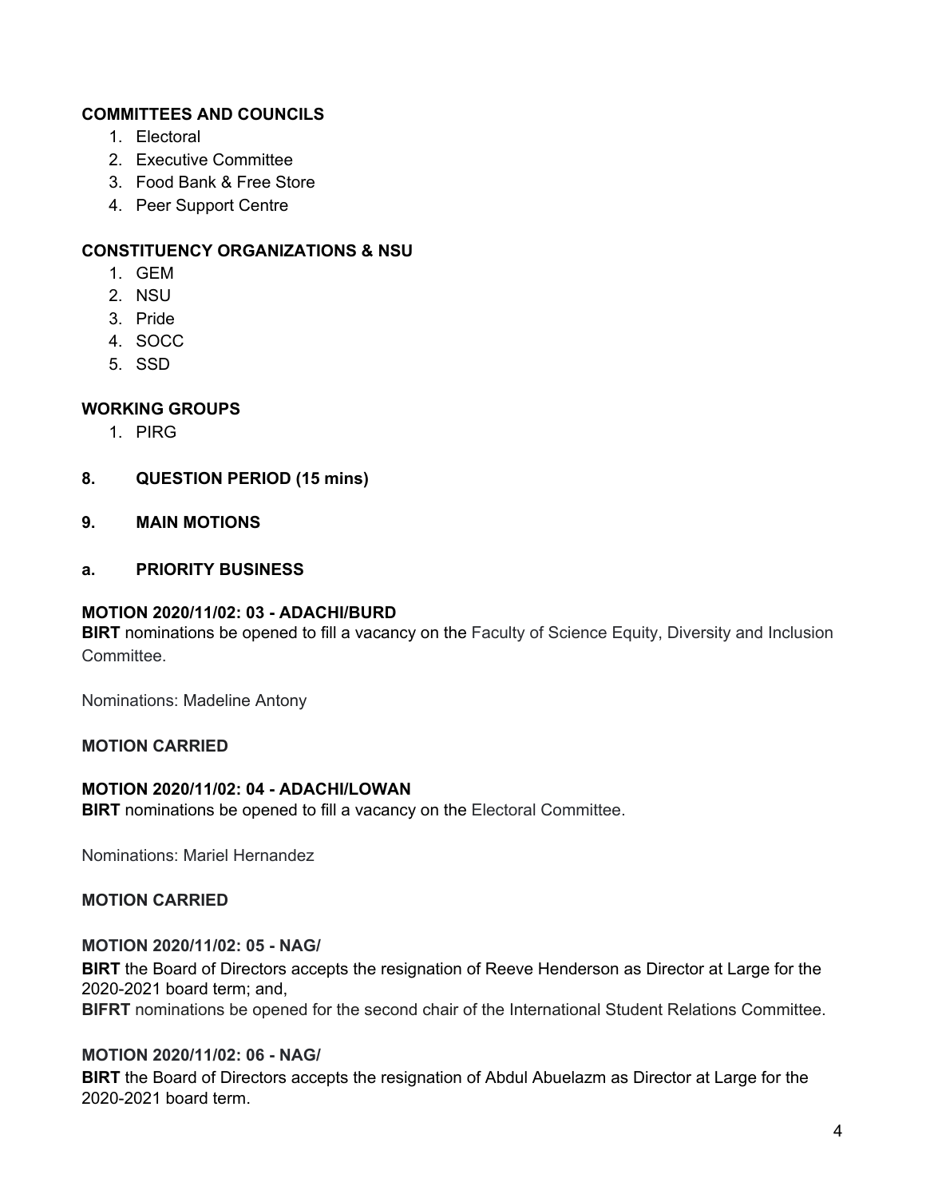**COMMITTEES AND COUNCILS**

1. Electoral
2. Executive Committee
3. Food Bank & Free Store
4. Peer Support Centre

**CONSTITUENCY ORGANIZATIONS & NSU**

1. GEM
2. NSU
3. Pride
4. SOCC
5. SSD

**WORKING GROUPS**

1. PIRG

## 8. QUESTION PERIOD (15 mins)

## 9. MAIN MOTIONS

### a. PRIORITY BUSINESS

**MOTION 2020/11/02: 03 - ADACHI/BURD**

**BIRT** nominations be opened to fill a vacancy on the Faculty of Science Equity, Diversity and Inclusion Committee.

Nominations: Madeline Antony

**MOTION CARRIED**

**MOTION 2020/11/02: 04 - ADACHI/LOWAN**

**BIRT** nominations be opened to fill a vacancy on the Electoral Committee.

Nominations: Mariel Hernandez

**MOTION CARRIED**

**MOTION 2020/11/02: 05 - NAG/**

**BIRT** the Board of Directors accepts the resignation of Reeve Henderson as Director at Large for the 2020-2021 board term; and,

**BIFRT** nominations be opened for the second chair of the International Student Relations Committee.

**MOTION 2020/11/02: 06 - NAG/**

**BIRT** the Board of Directors accepts the resignation of Abdul Abuelazm as Director at Large for the 2020-2021 board term.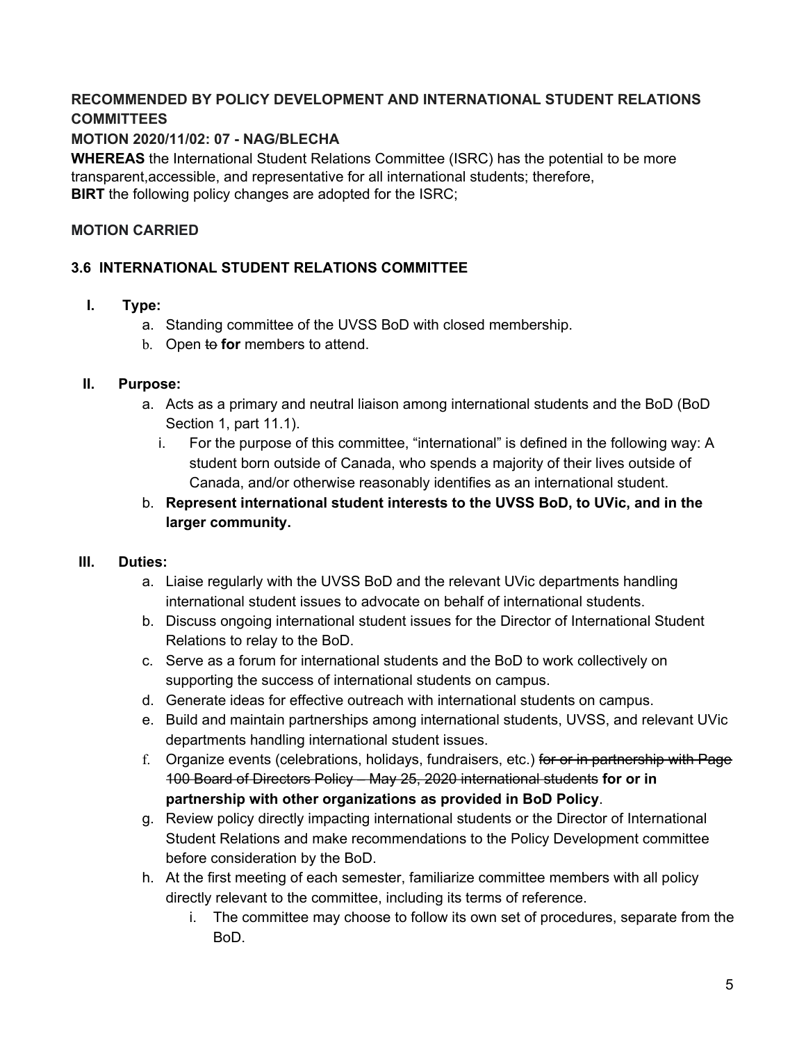**RECOMMENDED BY POLICY DEVELOPMENT AND INTERNATIONAL STUDENT RELATIONS COMMITTEES**

**MOTION 2020/11/02: 07 - NAG/BLECHA**

**WHEREAS** the International Student Relations Committee (ISRC) has the potential to be more transparent,accessible, and representative for all international students; therefore,
**BIRT** the following policy changes are adopted for the ISRC;

**MOTION CARRIED**

**3.6 INTERNATIONAL STUDENT RELATIONS COMMITTEE**

I. **Type:**
   a. Standing committee of the UVSS BoD with closed membership.
   b. Open ~~to~~ **for** members to attend.

II. **Purpose:**
   a. Acts as a primary and neutral liaison among international students and the BoD (BoD Section 1, part 11.1).
      i. For the purpose of this committee, "international" is defined in the following way: A student born outside of Canada, who spends a majority of their lives outside of Canada, and/or otherwise reasonably identifies as an international student.
   b. **Represent international student interests to the UVSS BoD, to UVic, and in the larger community.**

III. **Duties:**
   a. Liaise regularly with the UVSS BoD and the relevant UVic departments handling international student issues to advocate on behalf of international students.
   b. Discuss ongoing international student issues for the Director of International Student Relations to relay to the BoD.
   c. Serve as a forum for international students and the BoD to work collectively on supporting the success of international students on campus.
   d. Generate ideas for effective outreach with international students on campus.
   e. Build and maintain partnerships among international students, UVSS, and relevant UVic departments handling international student issues.
   f. Organize events (celebrations, holidays, fundraisers, etc.) ~~for or in partnership with Page 100 Board of Directors Policy – May 25, 2020 international students~~ **for or in partnership with other organizations as provided in BoD Policy**.
   g. Review policy directly impacting international students or the Director of International Student Relations and make recommendations to the Policy Development committee before consideration by the BoD.
   h. At the first meeting of each semester, familiarize committee members with all policy directly relevant to the committee, including its terms of reference.
      i. The committee may choose to follow its own set of procedures, separate from the BoD.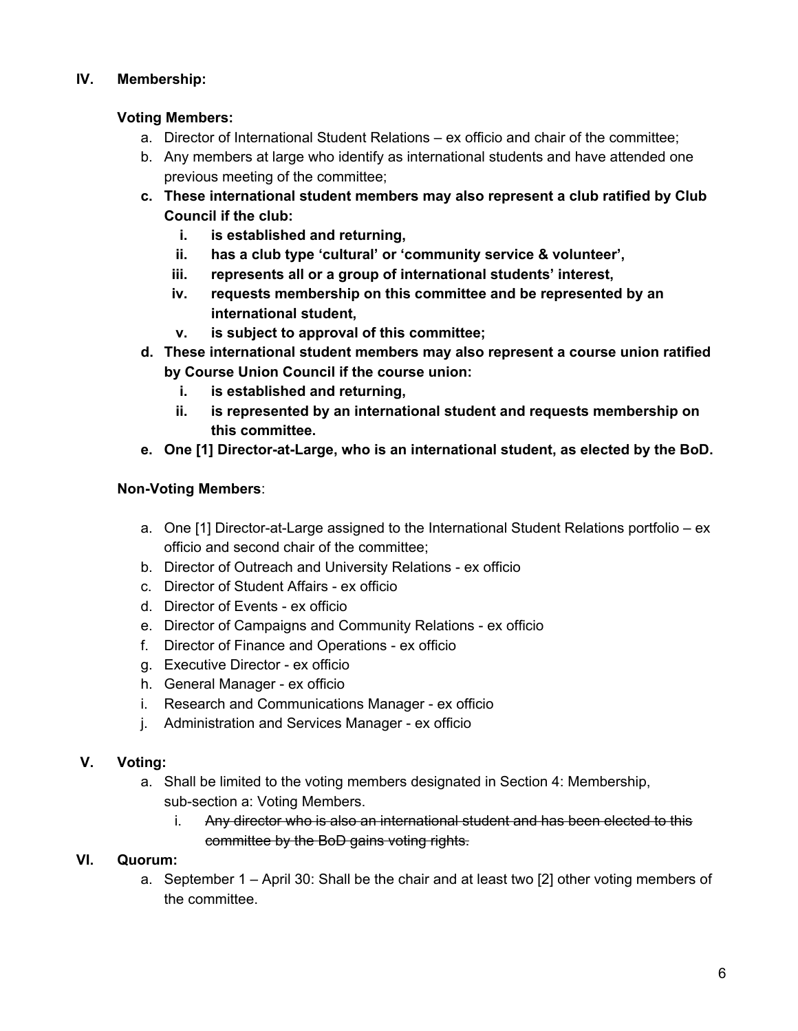## IV. Membership:

**Voting Members:**

a. Director of International Student Relations – ex officio and chair of the committee;
b. Any members at large who identify as international students and have attended one previous meeting of the committee;
**c. These international student members may also represent a club ratified by Club Council if the club:**
   **i. is established and returning,**
   **ii. has a club type 'cultural' or 'community service & volunteer',**
   **iii. represents all or a group of international students' interest,**
   **iv. requests membership on this committee and be represented by an international student,**
   **v. is subject to approval of this committee;**
**d. These international student members may also represent a course union ratified by Course Union Council if the course union:**
   **i. is established and returning,**
   **ii. is represented by an international student and requests membership on this committee.**
**e. One [1] Director-at-Large, who is an international student, as elected by the BoD.**

**Non-Voting Members**:

a. One [1] Director-at-Large assigned to the International Student Relations portfolio – ex officio and second chair of the committee;
b. Director of Outreach and University Relations - ex officio
c. Director of Student Affairs - ex officio
d. Director of Events - ex officio
e. Director of Campaigns and Community Relations - ex officio
f. Director of Finance and Operations - ex officio
g. Executive Director - ex officio
h. General Manager - ex officio
i. Research and Communications Manager - ex officio
j. Administration and Services Manager - ex officio

## V. Voting:

a. Shall be limited to the voting members designated in Section 4: Membership, sub-section a: Voting Members.
   i. ~~Any director who is also an international student and has been elected to this committee by the BoD gains voting rights.~~

## VI. Quorum:

a. September 1 – April 30: Shall be the chair and at least two [2] other voting members of the committee.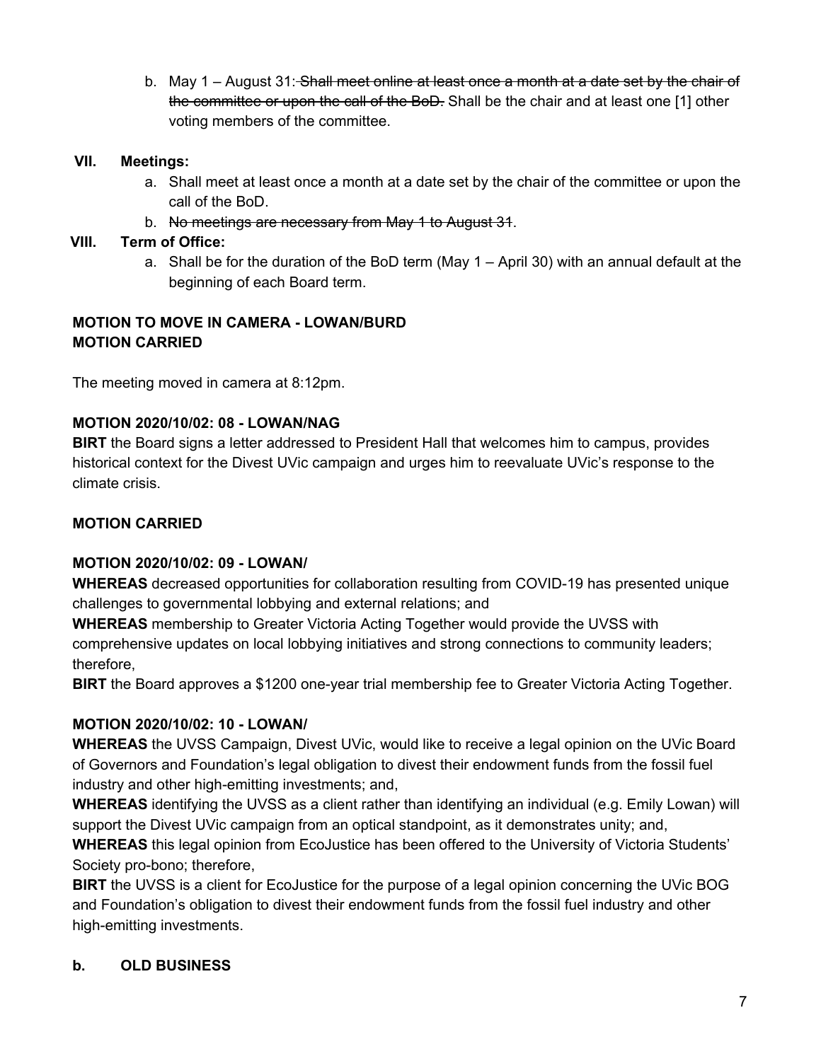b. May 1 – August 31: ~~Shall meet online at least once a month at a date set by the chair of the committee or upon the call of the BoD.~~ Shall be the chair and at least one [1] other voting members of the committee.

**VII. Meetings:**

a. Shall meet at least once a month at a date set by the chair of the committee or upon the call of the BoD.

b. ~~No meetings are necessary from May 1 to August 31~~.

**VIII. Term of Office:**

a. Shall be for the duration of the BoD term (May 1 – April 30) with an annual default at the beginning of each Board term.

**MOTION TO MOVE IN CAMERA - LOWAN/BURD**
**MOTION CARRIED**

The meeting moved in camera at 8:12pm.

**MOTION 2020/10/02: 08 - LOWAN/NAG**
**BIRT** the Board signs a letter addressed to President Hall that welcomes him to campus, provides historical context for the Divest UVic campaign and urges him to reevaluate UVic's response to the climate crisis.

**MOTION CARRIED**

**MOTION 2020/10/02: 09 - LOWAN/**
**WHEREAS** decreased opportunities for collaboration resulting from COVID-19 has presented unique challenges to governmental lobbying and external relations; and
**WHEREAS** membership to Greater Victoria Acting Together would provide the UVSS with comprehensive updates on local lobbying initiatives and strong connections to community leaders; therefore,
**BIRT** the Board approves a $1200 one-year trial membership fee to Greater Victoria Acting Together.

**MOTION 2020/10/02: 10 - LOWAN/**
**WHEREAS** the UVSS Campaign, Divest UVic, would like to receive a legal opinion on the UVic Board of Governors and Foundation's legal obligation to divest their endowment funds from the fossil fuel industry and other high-emitting investments; and,
**WHEREAS** identifying the UVSS as a client rather than identifying an individual (e.g. Emily Lowan) will support the Divest UVic campaign from an optical standpoint, as it demonstrates unity; and,
**WHEREAS** this legal opinion from EcoJustice has been offered to the University of Victoria Students' Society pro-bono; therefore,
**BIRT** the UVSS is a client for EcoJustice for the purpose of a legal opinion concerning the UVic BOG and Foundation's obligation to divest their endowment funds from the fossil fuel industry and other high-emitting investments.

**b. OLD BUSINESS**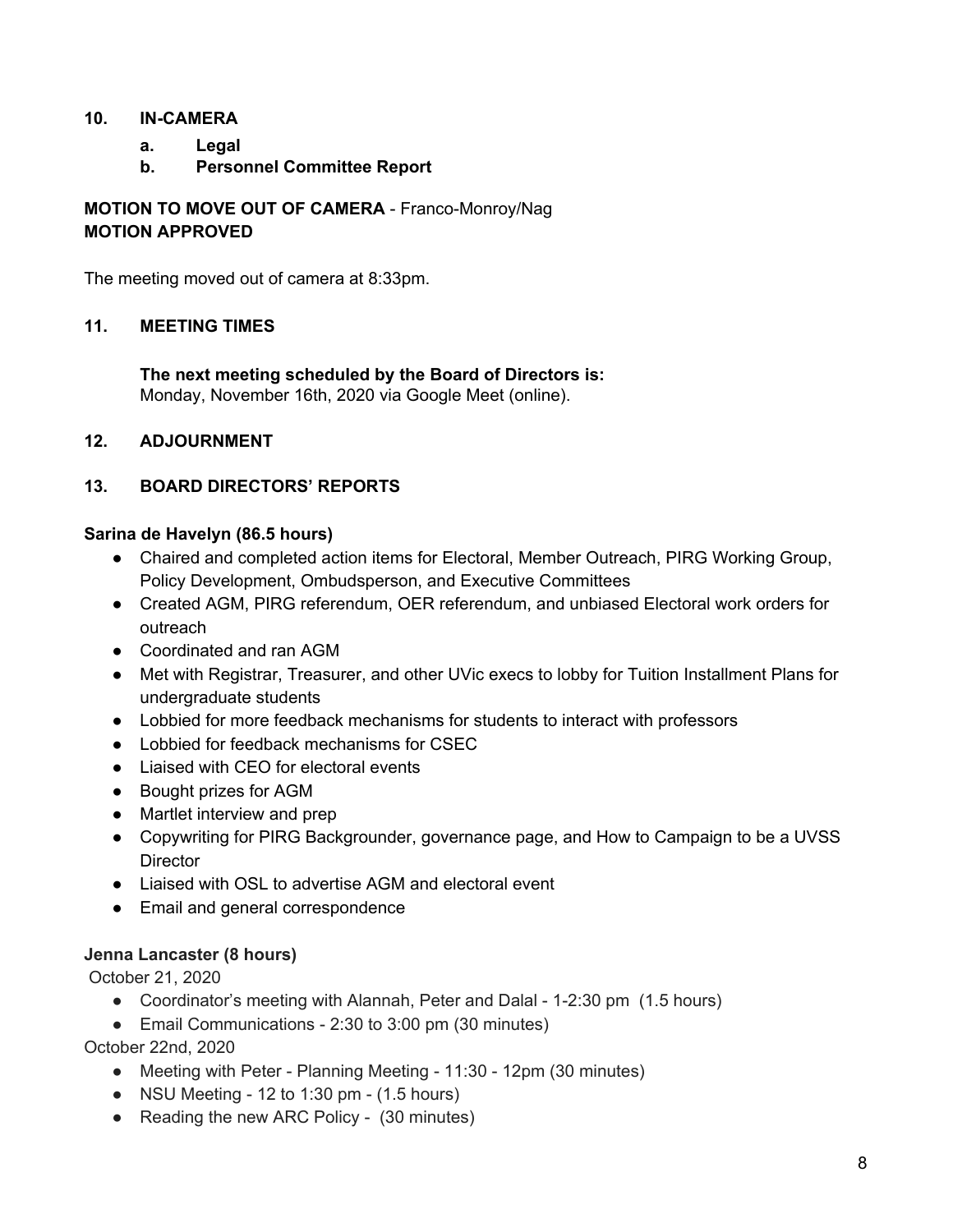## 10. IN-CAMERA

### a. Legal

### b. Personnel Committee Report

**MOTION TO MOVE OUT OF CAMERA** - Franco-Monroy/Nag
**MOTION APPROVED**

The meeting moved out of camera at 8:33pm.

## 11. MEETING TIMES

**The next meeting scheduled by the Board of Directors is:**
Monday, November 16th, 2020 via Google Meet (online).

## 12. ADJOURNMENT

## 13. BOARD DIRECTORS' REPORTS

**Sarina de Havelyn (86.5 hours)**

- Chaired and completed action items for Electoral, Member Outreach, PIRG Working Group, Policy Development, Ombudsperson, and Executive Committees
- Created AGM, PIRG referendum, OER referendum, and unbiased Electoral work orders for outreach
- Coordinated and ran AGM
- Met with Registrar, Treasurer, and other UVic execs to lobby for Tuition Installment Plans for undergraduate students
- Lobbied for more feedback mechanisms for students to interact with professors
- Lobbied for feedback mechanisms for CSEC
- Liaised with CEO for electoral events
- Bought prizes for AGM
- Martlet interview and prep
- Copywriting for PIRG Backgrounder, governance page, and How to Campaign to be a UVSS Director
- Liaised with OSL to advertise AGM and electoral event
- Email and general correspondence

**Jenna Lancaster (8 hours)**

October 21, 2020

- Coordinator's meeting with Alannah, Peter and Dalal - 1-2:30 pm (1.5 hours)
- Email Communications - 2:30 to 3:00 pm (30 minutes)

October 22nd, 2020

- Meeting with Peter - Planning Meeting - 11:30 - 12pm (30 minutes)
- NSU Meeting - 12 to 1:30 pm - (1.5 hours)
- Reading the new ARC Policy - (30 minutes)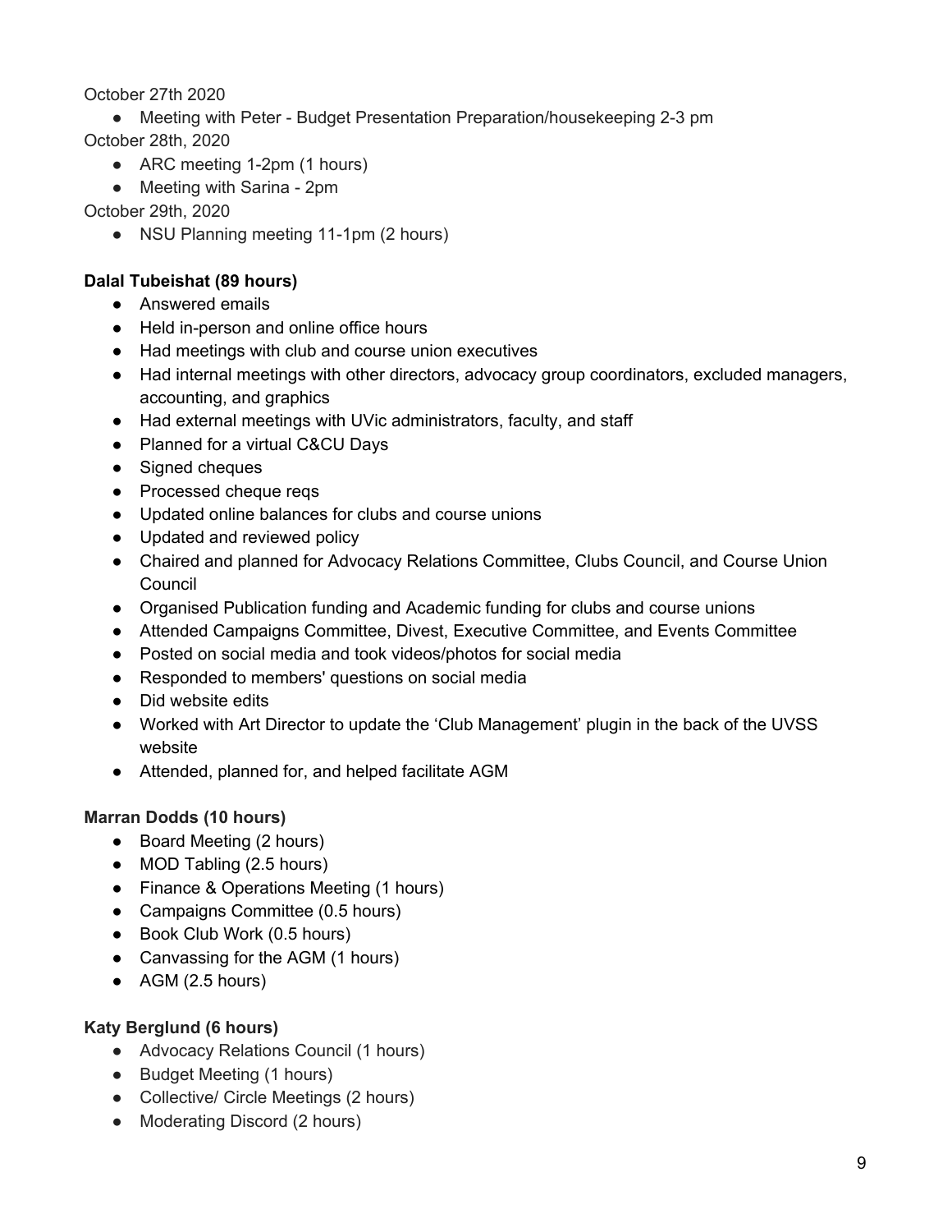October 27th 2020

- Meeting with Peter - Budget Presentation Preparation/housekeeping 2-3 pm

October 28th, 2020

- ARC meeting 1-2pm (1 hours)
- Meeting with Sarina - 2pm

October 29th, 2020

- NSU Planning meeting 11-1pm (2 hours)

**Dalal Tubeishat (89 hours)**

- Answered emails
- Held in-person and online office hours
- Had meetings with club and course union executives
- Had internal meetings with other directors, advocacy group coordinators, excluded managers, accounting, and graphics
- Had external meetings with UVic administrators, faculty, and staff
- Planned for a virtual C&CU Days
- Signed cheques
- Processed cheque reqs
- Updated online balances for clubs and course unions
- Updated and reviewed policy
- Chaired and planned for Advocacy Relations Committee, Clubs Council, and Course Union Council
- Organised Publication funding and Academic funding for clubs and course unions
- Attended Campaigns Committee, Divest, Executive Committee, and Events Committee
- Posted on social media and took videos/photos for social media
- Responded to members' questions on social media
- Did website edits
- Worked with Art Director to update the 'Club Management' plugin in the back of the UVSS website
- Attended, planned for, and helped facilitate AGM

**Marran Dodds (10 hours)**

- Board Meeting (2 hours)
- MOD Tabling (2.5 hours)
- Finance & Operations Meeting (1 hours)
- Campaigns Committee (0.5 hours)
- Book Club Work (0.5 hours)
- Canvassing for the AGM (1 hours)
- AGM (2.5 hours)

**Katy Berglund (6 hours)**

- Advocacy Relations Council (1 hours)
- Budget Meeting (1 hours)
- Collective/ Circle Meetings (2 hours)
- Moderating Discord (2 hours)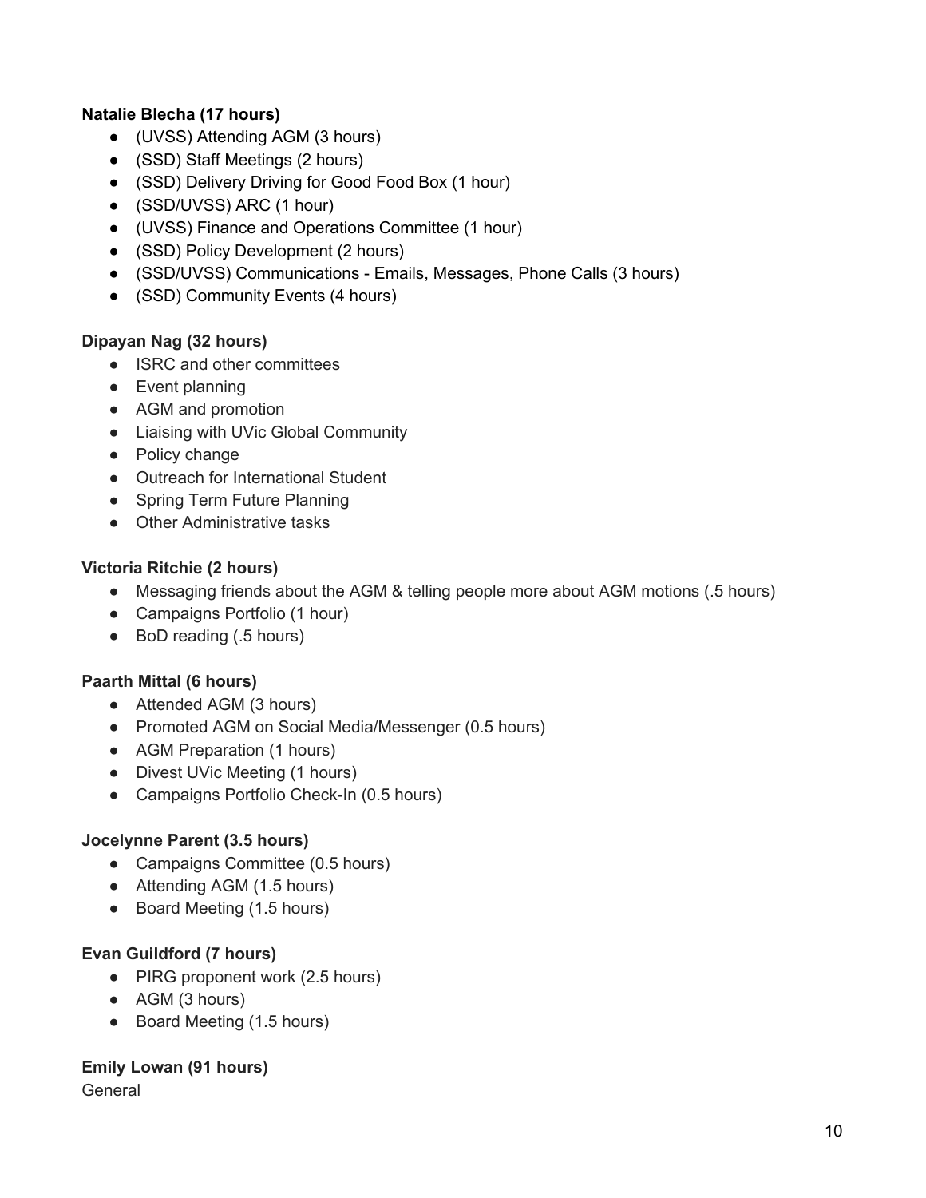**Natalie Blecha (17 hours)**

- (UVSS) Attending AGM (3 hours)
- (SSD) Staff Meetings (2 hours)
- (SSD) Delivery Driving for Good Food Box (1 hour)
- (SSD/UVSS) ARC (1 hour)
- (UVSS) Finance and Operations Committee (1 hour)
- (SSD) Policy Development (2 hours)
- (SSD/UVSS) Communications - Emails, Messages, Phone Calls (3 hours)
- (SSD) Community Events (4 hours)

**Dipayan Nag (32 hours)**

- ISRC and other committees
- Event planning
- AGM and promotion
- Liaising with UVic Global Community
- Policy change
- Outreach for International Student
- Spring Term Future Planning
- Other Administrative tasks

**Victoria Ritchie (2 hours)**

- Messaging friends about the AGM & telling people more about AGM motions (.5 hours)
- Campaigns Portfolio (1 hour)
- BoD reading (.5 hours)

**Paarth Mittal (6 hours)**

- Attended AGM (3 hours)
- Promoted AGM on Social Media/Messenger (0.5 hours)
- AGM Preparation (1 hours)
- Divest UVic Meeting (1 hours)
- Campaigns Portfolio Check-In (0.5 hours)

**Jocelynne Parent (3.5 hours)**

- Campaigns Committee (0.5 hours)
- Attending AGM (1.5 hours)
- Board Meeting (1.5 hours)

**Evan Guildford (7 hours)**

- PIRG proponent work (2.5 hours)
- AGM (3 hours)
- Board Meeting (1.5 hours)

**Emily Lowan (91 hours)**

General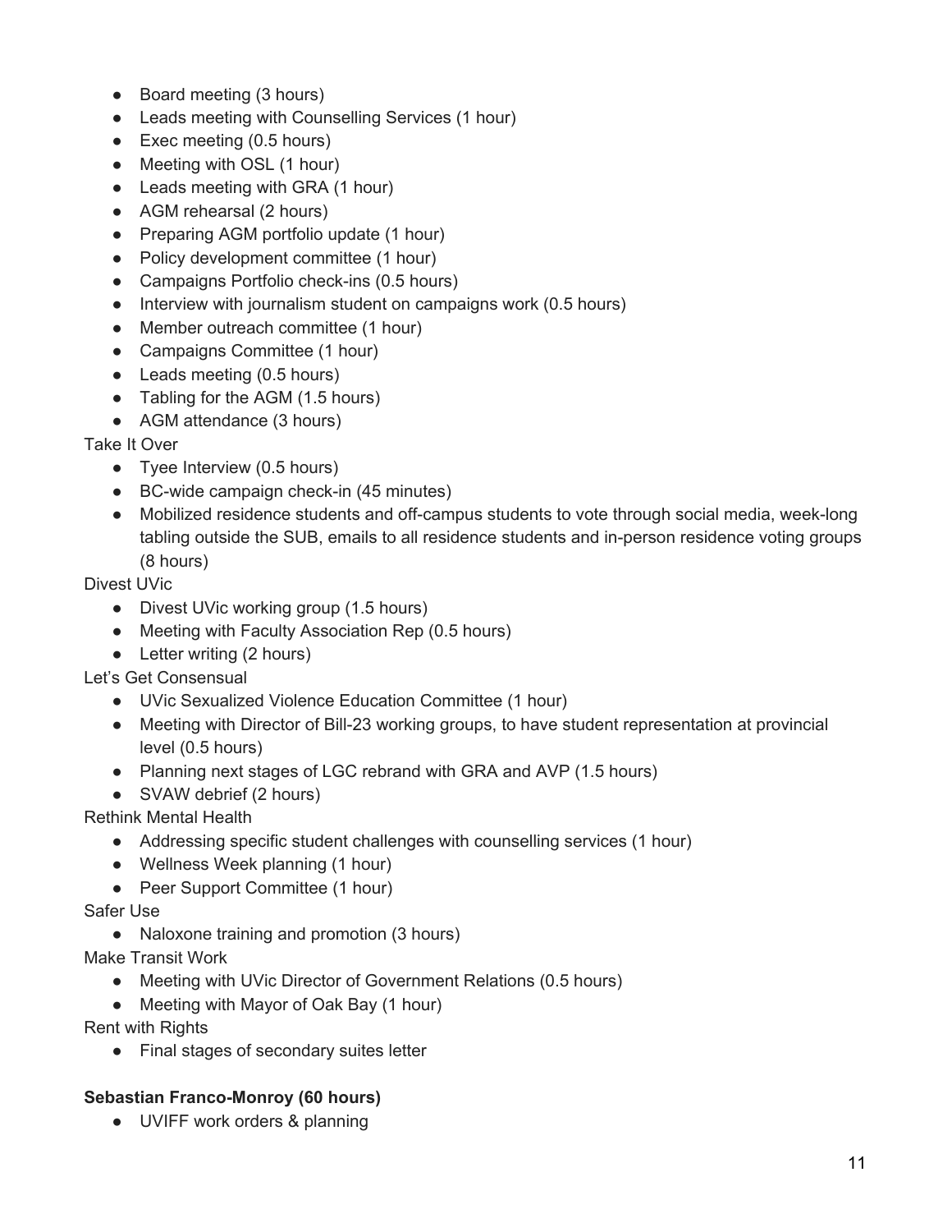- Board meeting (3 hours)
- Leads meeting with Counselling Services (1 hour)
- Exec meeting (0.5 hours)
- Meeting with OSL (1 hour)
- Leads meeting with GRA (1 hour)
- AGM rehearsal (2 hours)
- Preparing AGM portfolio update (1 hour)
- Policy development committee (1 hour)
- Campaigns Portfolio check-ins (0.5 hours)
- Interview with journalism student on campaigns work (0.5 hours)
- Member outreach committee (1 hour)
- Campaigns Committee (1 hour)
- Leads meeting (0.5 hours)
- Tabling for the AGM (1.5 hours)
- AGM attendance (3 hours)

Take It Over

- Tyee Interview (0.5 hours)
- BC-wide campaign check-in (45 minutes)
- Mobilized residence students and off-campus students to vote through social media, week-long tabling outside the SUB, emails to all residence students and in-person residence voting groups (8 hours)

Divest UVic

- Divest UVic working group (1.5 hours)
- Meeting with Faculty Association Rep (0.5 hours)
- Letter writing (2 hours)

Let's Get Consensual

- UVic Sexualized Violence Education Committee (1 hour)
- Meeting with Director of Bill-23 working groups, to have student representation at provincial level (0.5 hours)
- Planning next stages of LGC rebrand with GRA and AVP (1.5 hours)
- SVAW debrief (2 hours)

Rethink Mental Health

- Addressing specific student challenges with counselling services (1 hour)
- Wellness Week planning (1 hour)
- Peer Support Committee (1 hour)

Safer Use

- Naloxone training and promotion (3 hours)

Make Transit Work

- Meeting with UVic Director of Government Relations (0.5 hours)
- Meeting with Mayor of Oak Bay (1 hour)

Rent with Rights

- Final stages of secondary suites letter

**Sebastian Franco-Monroy (60 hours)**

- UVIFF work orders & planning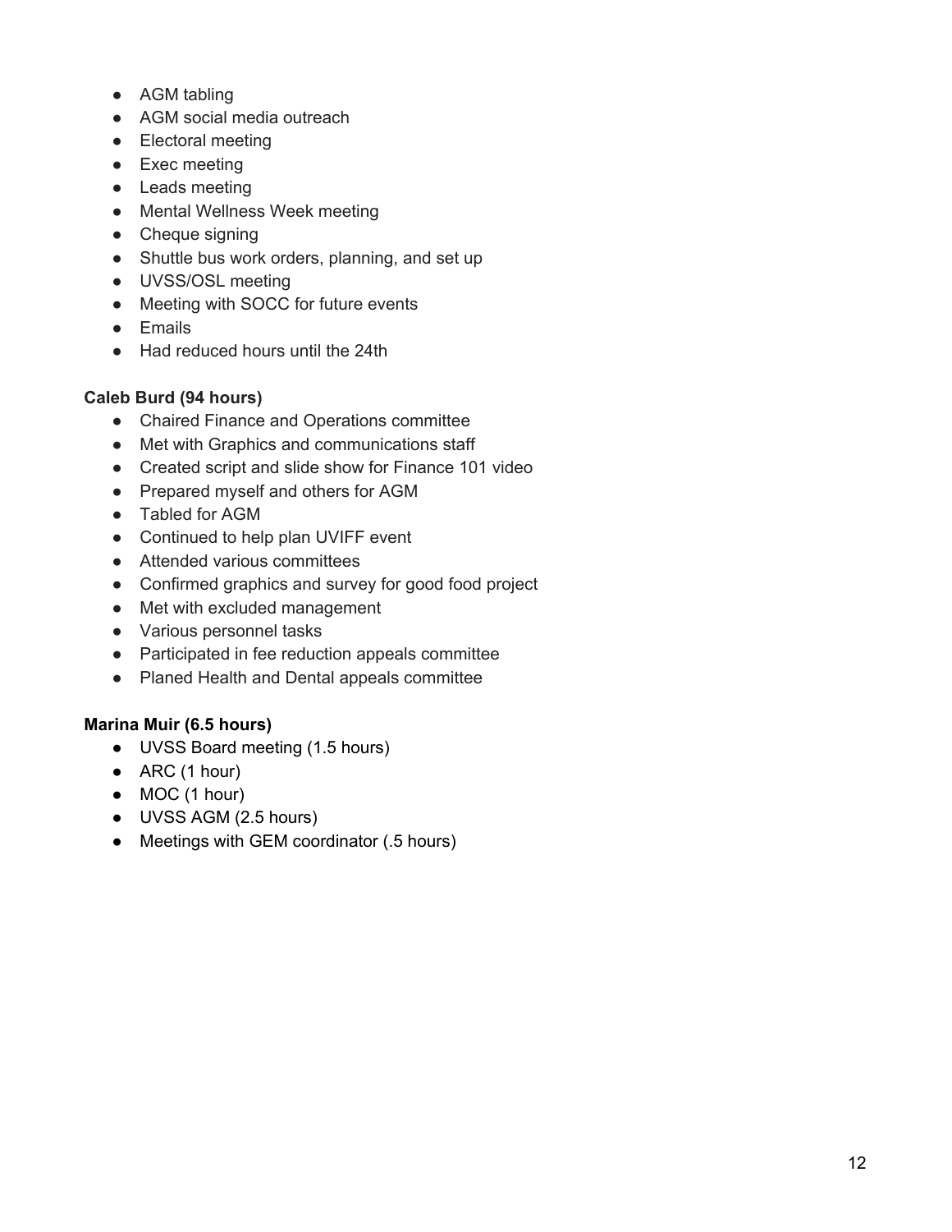- AGM tabling
- AGM social media outreach
- Electoral meeting
- Exec meeting
- Leads meeting
- Mental Wellness Week meeting
- Cheque signing
- Shuttle bus work orders, planning, and set up
- UVSS/OSL meeting
- Meeting with SOCC for future events
- Emails
- Had reduced hours until the 24th

**Caleb Burd (94 hours)**

- Chaired Finance and Operations committee
- Met with Graphics and communications staff
- Created script and slide show for Finance 101 video
- Prepared myself and others for AGM
- Tabled for AGM
- Continued to help plan UVIFF event
- Attended various committees
- Confirmed graphics and survey for good food project
- Met with excluded management
- Various personnel tasks
- Participated in fee reduction appeals committee
- Planed Health and Dental appeals committee

**Marina Muir (6.5 hours)**

- UVSS Board meeting (1.5 hours)
- ARC (1 hour)
- MOC (1 hour)
- UVSS AGM (2.5 hours)
- Meetings with GEM coordinator (.5 hours)